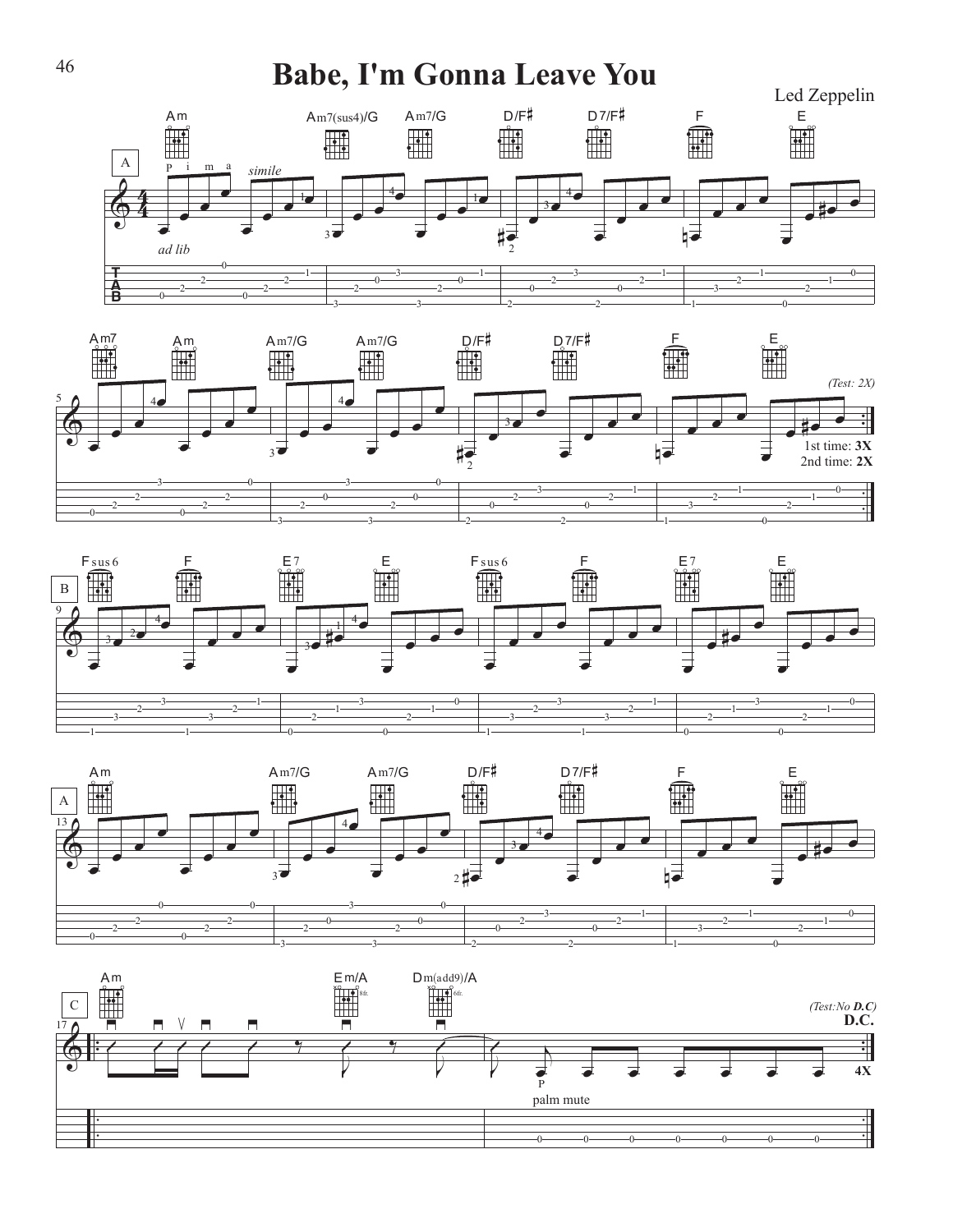# Babe, I'm Gonna Leave You

Led Zeppelin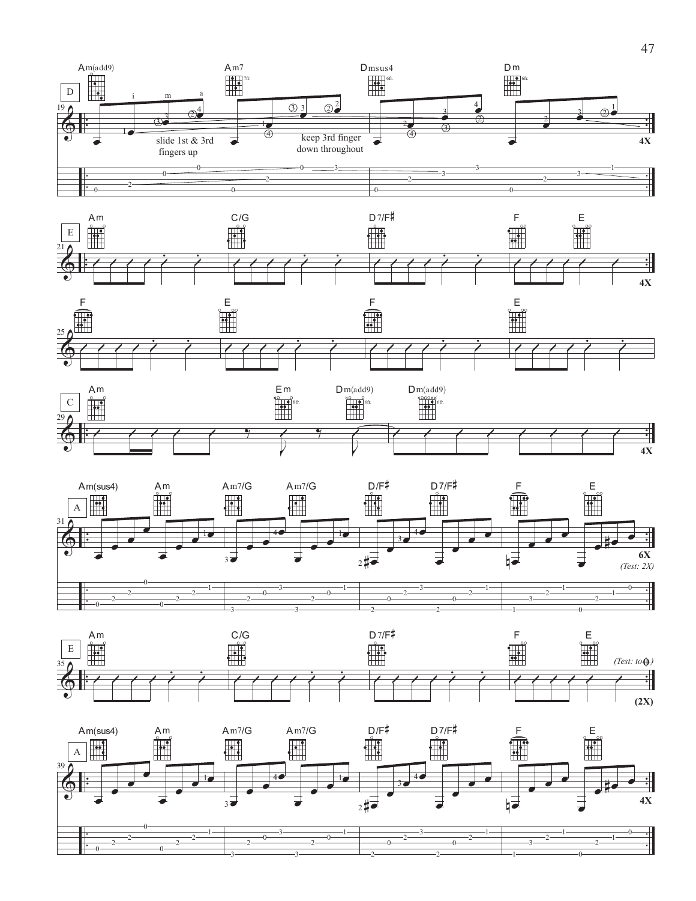**D**

Am(add9) — Am7 (7fr.) — Dmsus4 (6fr.) — Dm (6fr.)

i m a

slide 1st & 3rd fingers up

keep 3rd finger down throughout

**4X**

**E**

Am — C/G — D7/F♯ — F — E

**4X**

F — E — F — E

**C**

Am — Em (8fr.) — Dm(add9) (6fr.) — Dm(add9) (6fr.)

**4X**

**A**

Am(sus4) — Am — Am7/G — Am7/G — D/F♯ — D7/F♯ — F — E

**6X**

*(Test: 2X)*

**E**

Am — C/G — D7/F♯ — F — E

*(Test: to ⊕)*

**(2X)**

**A**

Am(sus4) — Am — Am7/G — Am7/G — D/F♯ — D7/F♯ — F — E

**4X**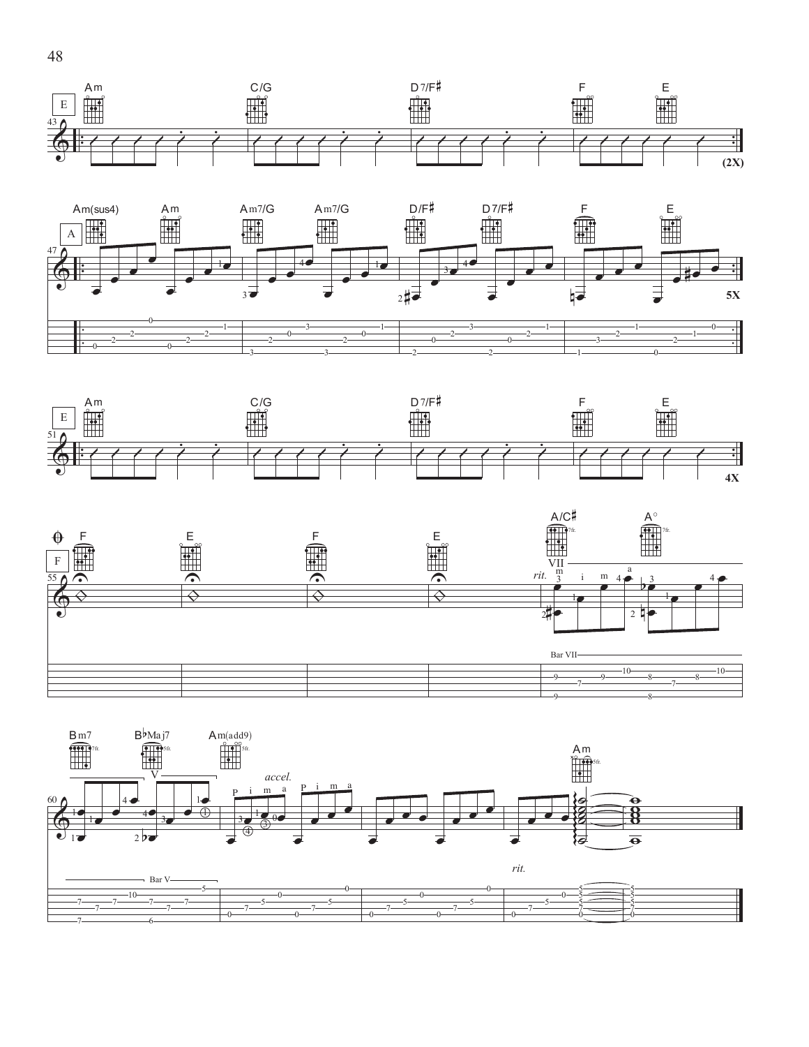E

Am C/G D7/F♯ F E

(2X)

A

Am(sus4) Am Am7/G Am7/G D/F♯ D7/F♯ F E

5X

E

Am C/G D7/F♯ F E

4X

F

F E F E A/C♯ A°

VII

*rit.*

Bar VII

Bm7 B♭Maj7 Am(add9)

V

*accel.*

Bar V

Am

*rit.*